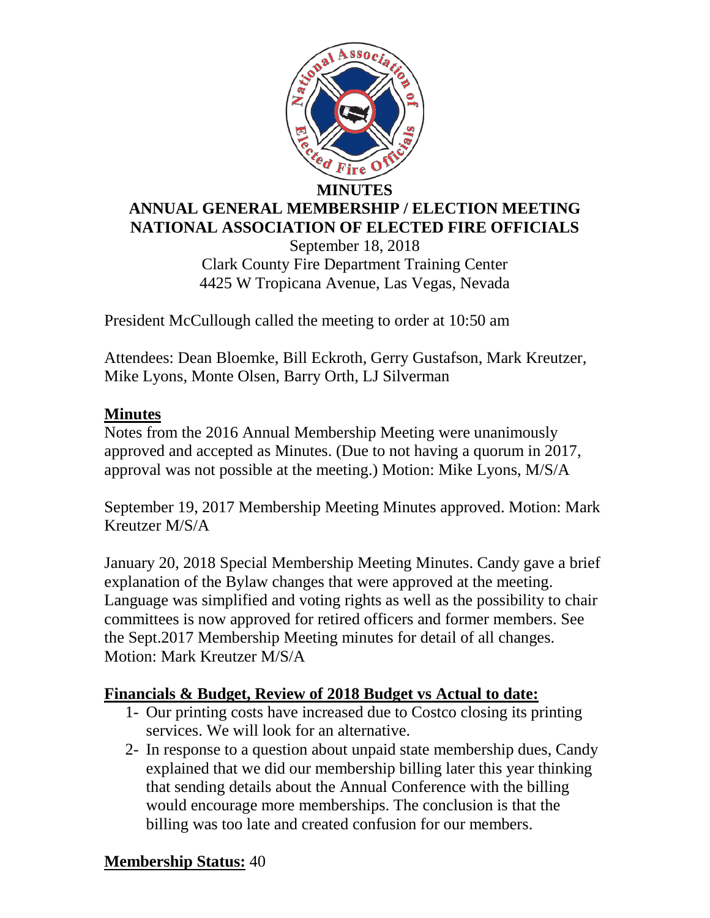# MINUTES

## ANNUAL GENERAL MEMBERSHIP / ELECTION MEETING
## NATIONAL ASSOCIATION OF ELECTED FIRE OFFICIALS

September 18, 2018
Clark County Fire Department Training Center
4425 W Tropicana Avenue, Las Vegas, Nevada

President McCullough called the meeting to order at 10:50 am

Attendees: Dean Bloemke, Bill Eckroth, Gerry Gustafson, Mark Kreutzer, Mike Lyons, Monte Olsen, Barry Orth, LJ Silverman

**Minutes**

Notes from the 2016 Annual Membership Meeting were unanimously approved and accepted as Minutes. (Due to not having a quorum in 2017, approval was not possible at the meeting.) Motion: Mike Lyons, M/S/A

September 19, 2017 Membership Meeting Minutes approved. Motion: Mark Kreutzer M/S/A

January 20, 2018 Special Membership Meeting Minutes. Candy gave a brief explanation of the Bylaw changes that were approved at the meeting. Language was simplified and voting rights as well as the possibility to chair committees is now approved for retired officers and former members. See the Sept.2017 Membership Meeting minutes for detail of all changes. Motion: Mark Kreutzer M/S/A

**Financials & Budget, Review of 2018 Budget vs Actual to date:**

1- Our printing costs have increased due to Costco closing its printing services. We will look for an alternative.
2- In response to a question about unpaid state membership dues, Candy explained that we did our membership billing later this year thinking that sending details about the Annual Conference with the billing would encourage more memberships. The conclusion is that the billing was too late and created confusion for our members.

**Membership Status:** 40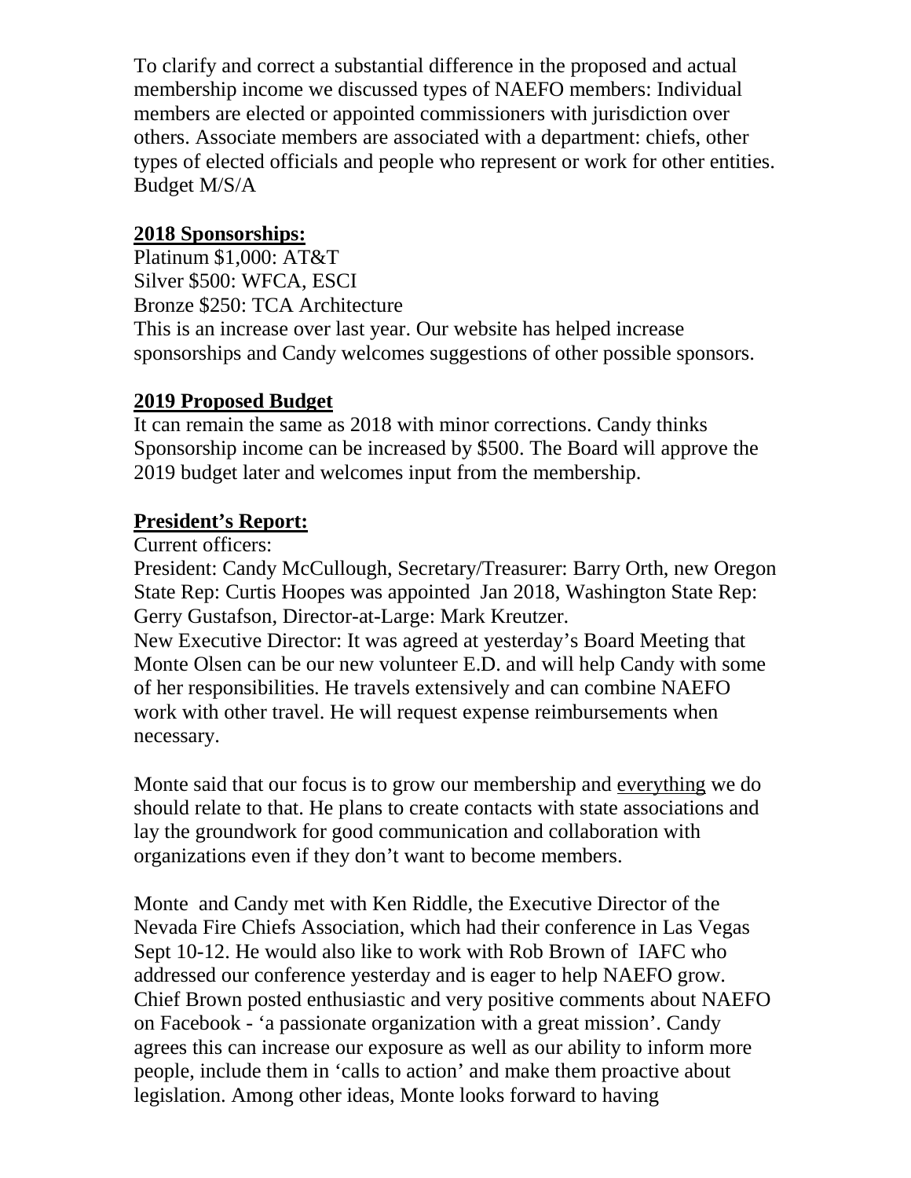To clarify and correct a substantial difference in the proposed and actual membership income we discussed types of NAEFO members: Individual members are elected or appointed commissioners with jurisdiction over others. Associate members are associated with a department: chiefs, other types of elected officials and people who represent or work for other entities. Budget M/S/A

**2018 Sponsorships:**

Platinum $1,000: AT&T
Silver $500: WFCA, ESCI
Bronze $250: TCA Architecture
This is an increase over last year. Our website has helped increase sponsorships and Candy welcomes suggestions of other possible sponsors.

**2019 Proposed Budget**

It can remain the same as 2018 with minor corrections. Candy thinks Sponsorship income can be increased by $500. The Board will approve the 2019 budget later and welcomes input from the membership.

**President's Report:**

Current officers:
President: Candy McCullough, Secretary/Treasurer: Barry Orth, new Oregon State Rep: Curtis Hoopes was appointed Jan 2018, Washington State Rep: Gerry Gustafson, Director-at-Large: Mark Kreutzer.
New Executive Director: It was agreed at yesterday's Board Meeting that Monte Olsen can be our new volunteer E.D. and will help Candy with some of her responsibilities. He travels extensively and can combine NAEFO work with other travel. He will request expense reimbursements when necessary.

Monte said that our focus is to grow our membership and everything we do should relate to that. He plans to create contacts with state associations and lay the groundwork for good communication and collaboration with organizations even if they don't want to become members.

Monte and Candy met with Ken Riddle, the Executive Director of the Nevada Fire Chiefs Association, which had their conference in Las Vegas Sept 10-12. He would also like to work with Rob Brown of IAFC who addressed our conference yesterday and is eager to help NAEFO grow. Chief Brown posted enthusiastic and very positive comments about NAEFO on Facebook - 'a passionate organization with a great mission'. Candy agrees this can increase our exposure as well as our ability to inform more people, include them in 'calls to action' and make them proactive about legislation. Among other ideas, Monte looks forward to having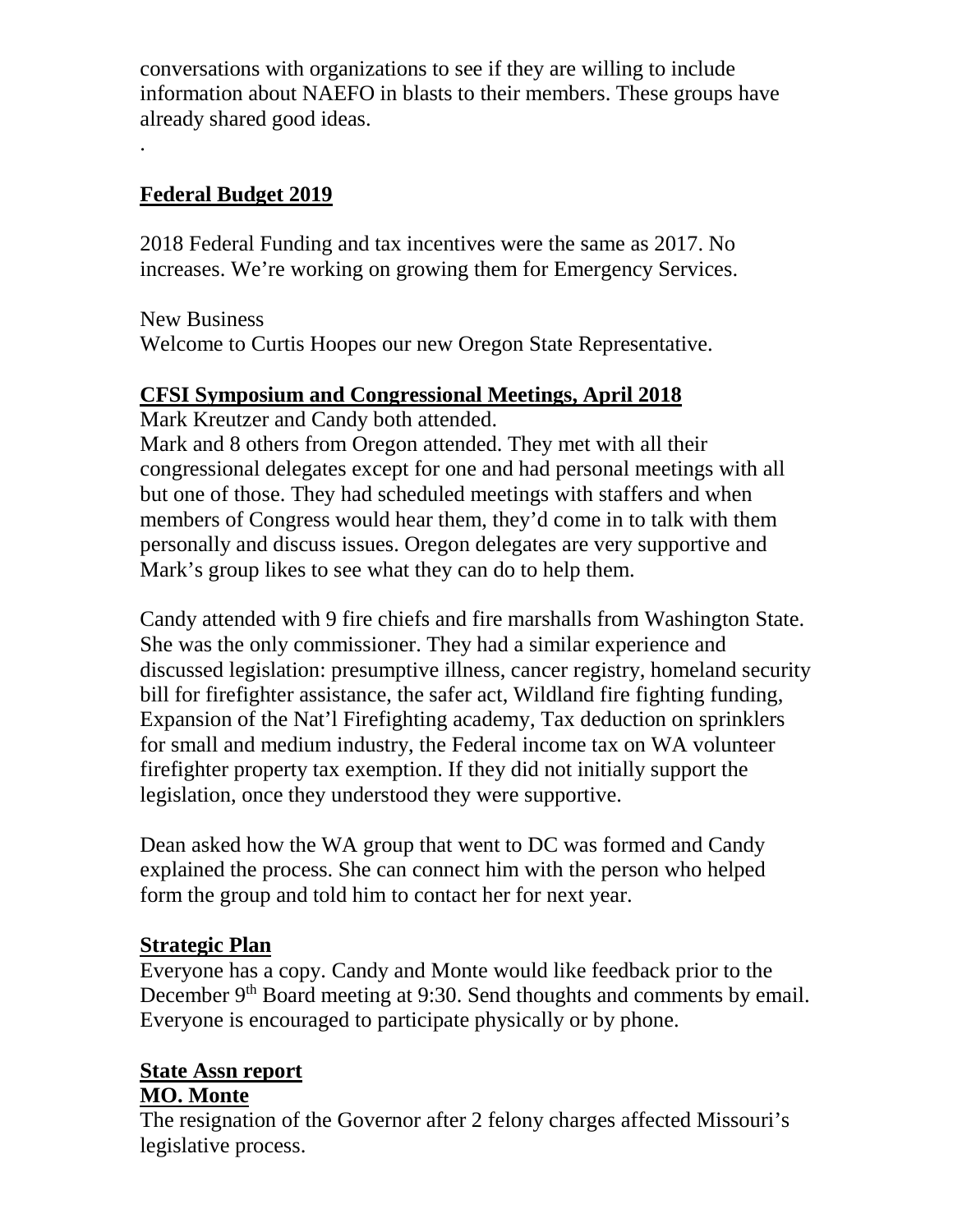conversations with organizations to see if they are willing to include information about NAEFO in blasts to their members. These groups have already shared good ideas.

.

**Federal Budget 2019**

2018 Federal Funding and tax incentives were the same as 2017. No increases. We're working on growing them for Emergency Services.

New Business
Welcome to Curtis Hoopes our new Oregon State Representative.

**CFSI Symposium and Congressional Meetings, April 2018**

Mark Kreutzer and Candy both attended.
Mark and 8 others from Oregon attended. They met with all their congressional delegates except for one and had personal meetings with all but one of those. They had scheduled meetings with staffers and when members of Congress would hear them, they'd come in to talk with them personally and discuss issues. Oregon delegates are very supportive and Mark's group likes to see what they can do to help them.

Candy attended with 9 fire chiefs and fire marshalls from Washington State. She was the only commissioner. They had a similar experience and discussed legislation: presumptive illness, cancer registry, homeland security bill for firefighter assistance, the safer act, Wildland fire fighting funding, Expansion of the Nat'l Firefighting academy, Tax deduction on sprinklers for small and medium industry, the Federal income tax on WA volunteer firefighter property tax exemption. If they did not initially support the legislation, once they understood they were supportive.

Dean asked how the WA group that went to DC was formed and Candy explained the process. She can connect him with the person who helped form the group and told him to contact her for next year.

**Strategic Plan**

Everyone has a copy. Candy and Monte would like feedback prior to the December 9th Board meeting at 9:30. Send thoughts and comments by email. Everyone is encouraged to participate physically or by phone.

**State Assn report**

**MO. Monte**

The resignation of the Governor after 2 felony charges affected Missouri's legislative process.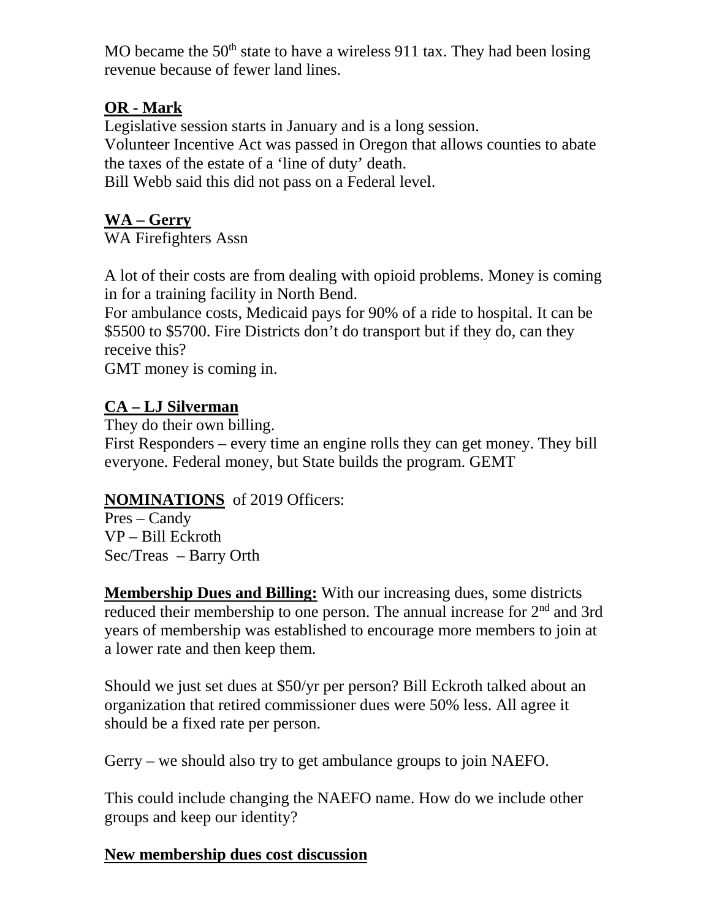MO became the 50th state to have a wireless 911 tax. They had been losing revenue because of fewer land lines.

**OR - Mark**

Legislative session starts in January and is a long session.
Volunteer Incentive Act was passed in Oregon that allows counties to abate the taxes of the estate of a 'line of duty' death.
Bill Webb said this did not pass on a Federal level.

**WA – Gerry**

WA Firefighters Assn

A lot of their costs are from dealing with opioid problems. Money is coming in for a training facility in North Bend.
For ambulance costs, Medicaid pays for 90% of a ride to hospital. It can be \$5500 to \$5700. Fire Districts don't do transport but if they do, can they receive this?
GMT money is coming in.

**CA – LJ Silverman**

They do their own billing.
First Responders – every time an engine rolls they can get money. They bill everyone. Federal money, but State builds the program. GEMT

**NOMINATIONS** of 2019 Officers:
Pres – Candy
VP – Bill Eckroth
Sec/Treas – Barry Orth

**Membership Dues and Billing:** With our increasing dues, some districts reduced their membership to one person. The annual increase for 2nd and 3rd years of membership was established to encourage more members to join at a lower rate and then keep them.

Should we just set dues at \$50/yr per person? Bill Eckroth talked about an organization that retired commissioner dues were 50% less. All agree it should be a fixed rate per person.

Gerry – we should also try to get ambulance groups to join NAEFO.

This could include changing the NAEFO name. How do we include other groups and keep our identity?

**New membership dues cost discussion**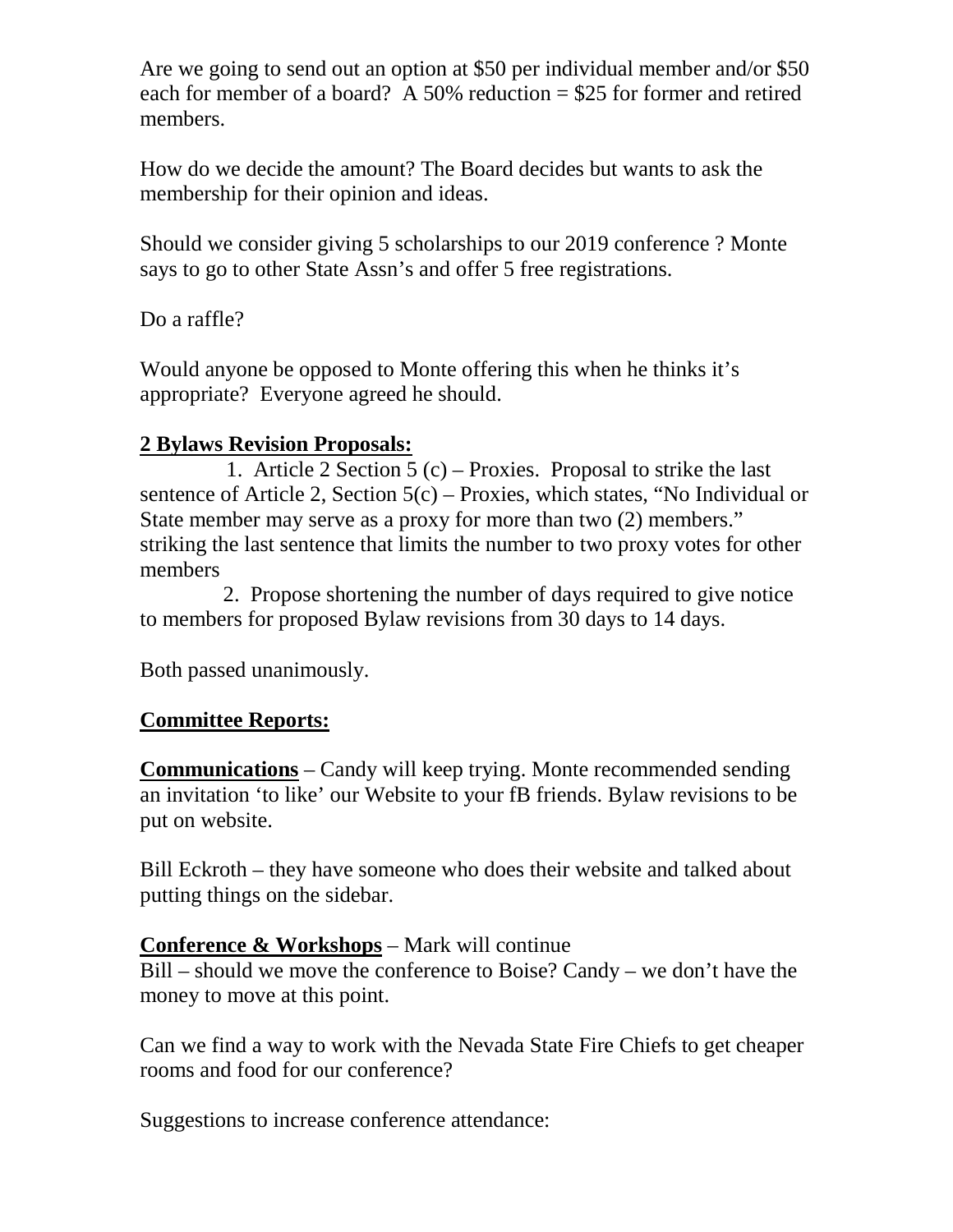Are we going to send out an option at $50 per individual member and/or $50 each for member of a board? A 50% reduction = $25 for former and retired members.

How do we decide the amount? The Board decides but wants to ask the membership for their opinion and ideas.

Should we consider giving 5 scholarships to our 2019 conference ? Monte says to go to other State Assn's and offer 5 free registrations.

Do a raffle?

Would anyone be opposed to Monte offering this when he thinks it's appropriate? Everyone agreed he should.

**2 Bylaws Revision Proposals:**

1. Article 2 Section 5 (c) – Proxies. Proposal to strike the last sentence of Article 2, Section 5(c) – Proxies, which states, "No Individual or State member may serve as a proxy for more than two (2) members." striking the last sentence that limits the number to two proxy votes for other members

2. Propose shortening the number of days required to give notice to members for proposed Bylaw revisions from 30 days to 14 days.

Both passed unanimously.

**Committee Reports:**

**Communications** – Candy will keep trying. Monte recommended sending an invitation 'to like' our Website to your fB friends. Bylaw revisions to be put on website.

Bill Eckroth – they have someone who does their website and talked about putting things on the sidebar.

**Conference & Workshops** – Mark will continue
Bill – should we move the conference to Boise? Candy – we don't have the money to move at this point.

Can we find a way to work with the Nevada State Fire Chiefs to get cheaper rooms and food for our conference?

Suggestions to increase conference attendance: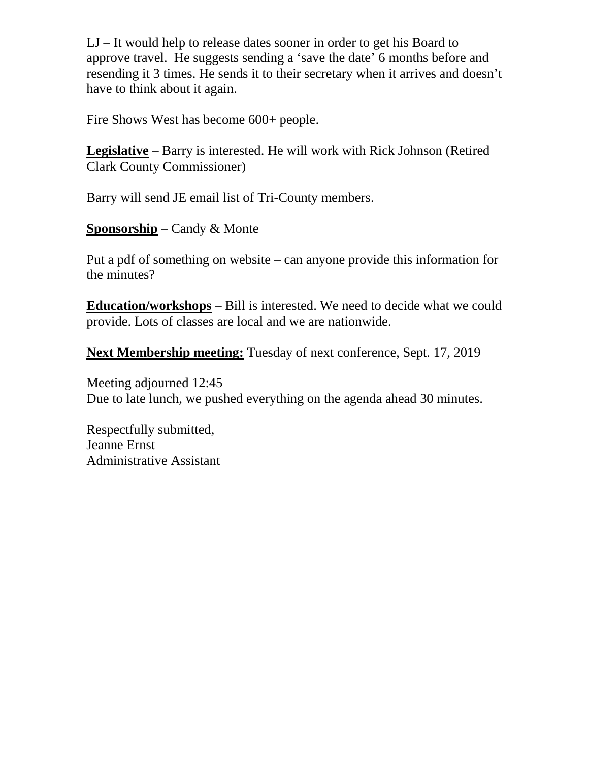LJ – It would help to release dates sooner in order to get his Board to approve travel. He suggests sending a 'save the date' 6 months before and resending it 3 times. He sends it to their secretary when it arrives and doesn't have to think about it again.

Fire Shows West has become 600+ people.

**Legislative** – Barry is interested. He will work with Rick Johnson (Retired Clark County Commissioner)

Barry will send JE email list of Tri-County members.

**Sponsorship** – Candy & Monte

Put a pdf of something on website – can anyone provide this information for the minutes?

**Education/workshops** – Bill is interested. We need to decide what we could provide. Lots of classes are local and we are nationwide.

**Next Membership meeting:** Tuesday of next conference, Sept. 17, 2019

Meeting adjourned 12:45
Due to late lunch, we pushed everything on the agenda ahead 30 minutes.

Respectfully submitted,
Jeanne Ernst
Administrative Assistant